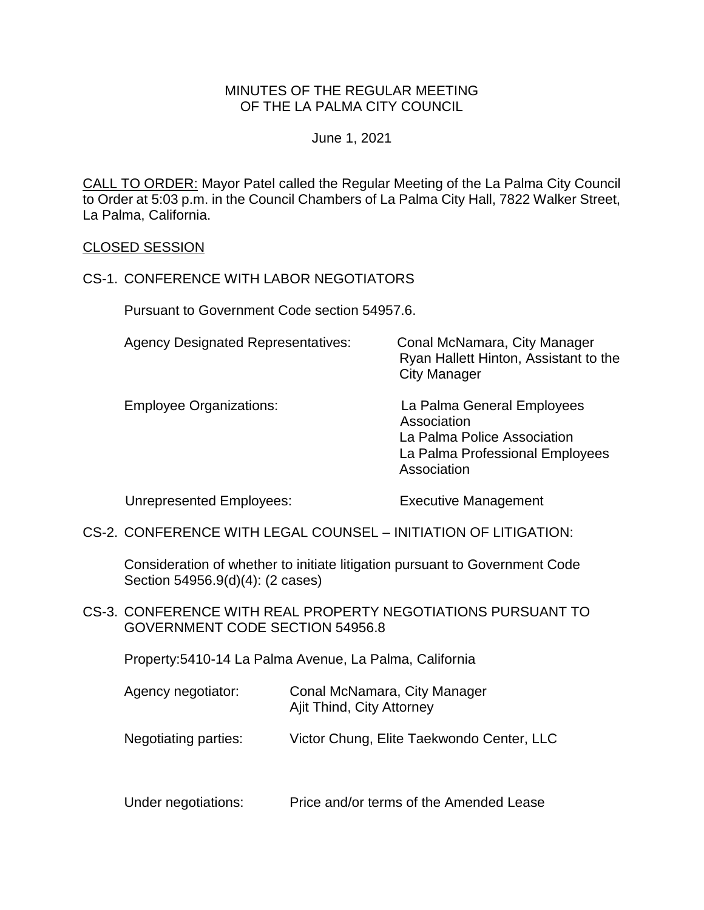MINUTES OF THE REGULAR MEETING
OF THE LA PALMA CITY COUNCIL

June 1, 2021

CALL TO ORDER: Mayor Patel called the Regular Meeting of the La Palma City Council to Order at 5:03 p.m. in the Council Chambers of La Palma City Hall, 7822 Walker Street, La Palma, California.

CLOSED SESSION

CS-1. CONFERENCE WITH LABOR NEGOTIATORS

Pursuant to Government Code section 54957.6.

Agency Designated Representatives: Conal McNamara, City Manager
Ryan Hallett Hinton, Assistant to the City Manager

Employee Organizations: La Palma General Employees Association
La Palma Police Association
La Palma Professional Employees Association

Unrepresented Employees: Executive Management

CS-2. CONFERENCE WITH LEGAL COUNSEL – INITIATION OF LITIGATION:

Consideration of whether to initiate litigation pursuant to Government Code Section 54956.9(d)(4): (2 cases)

CS-3. CONFERENCE WITH REAL PROPERTY NEGOTIATIONS PURSUANT TO GOVERNMENT CODE SECTION 54956.8

Property:5410-14 La Palma Avenue, La Palma, California

Agency negotiator: Conal McNamara, City Manager
Ajit Thind, City Attorney

Negotiating parties: Victor Chung, Elite Taekwondo Center, LLC

Under negotiations: Price and/or terms of the Amended Lease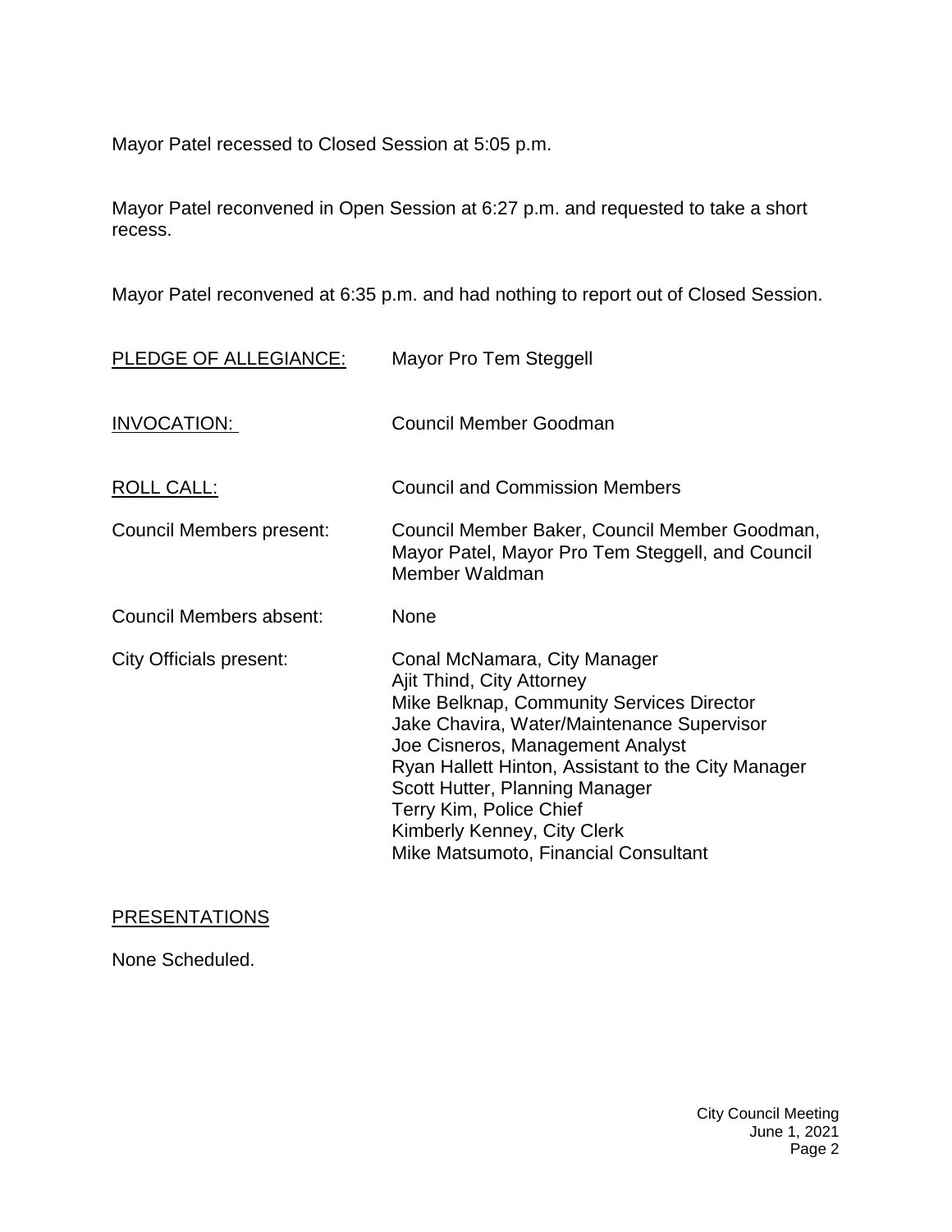Mayor Patel recessed to Closed Session at 5:05 p.m.

Mayor Patel reconvened in Open Session at 6:27 p.m. and requested to take a short recess.

Mayor Patel reconvened at 6:35 p.m. and had nothing to report out of Closed Session.

| | |
|---|---|
| PLEDGE OF ALLEGIANCE: | Mayor Pro Tem Steggell |
| INVOCATION: | Council Member Goodman |
| ROLL CALL: | Council and Commission Members |
| Council Members present: | Council Member Baker, Council Member Goodman, Mayor Patel, Mayor Pro Tem Steggell, and Council Member Waldman |
| Council Members absent: | None |
| City Officials present: | Conal McNamara, City Manager<br>Ajit Thind, City Attorney<br>Mike Belknap, Community Services Director<br>Jake Chavira, Water/Maintenance Supervisor<br>Joe Cisneros, Management Analyst<br>Ryan Hallett Hinton, Assistant to the City Manager<br>Scott Hutter, Planning Manager<br>Terry Kim, Police Chief<br>Kimberly Kenney, City Clerk<br>Mike Matsumoto, Financial Consultant |

## PRESENTATIONS

None Scheduled.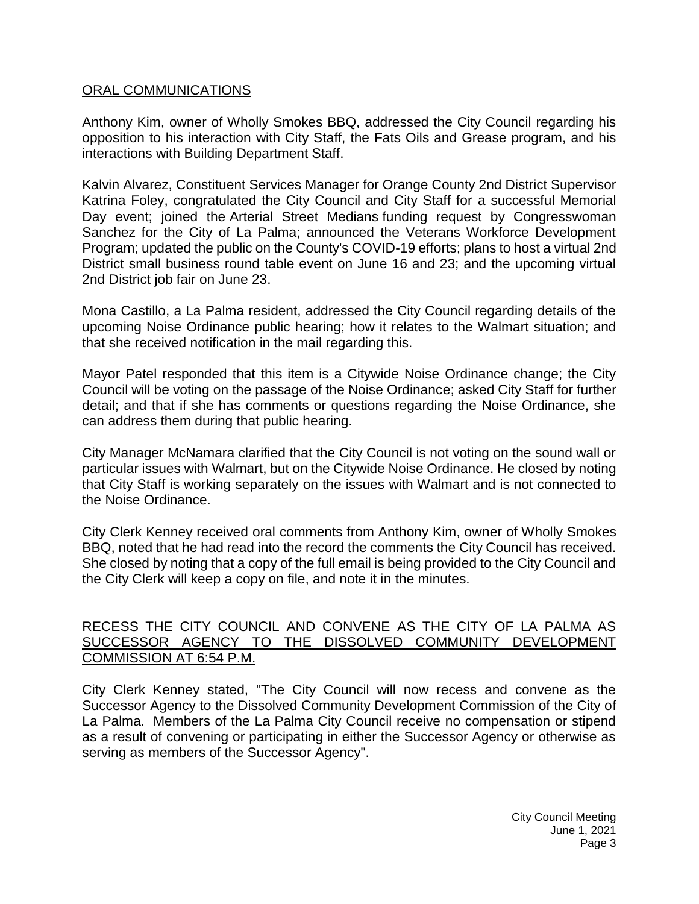## ORAL COMMUNICATIONS

Anthony Kim, owner of Wholly Smokes BBQ, addressed the City Council regarding his opposition to his interaction with City Staff, the Fats Oils and Grease program, and his interactions with Building Department Staff.

Kalvin Alvarez, Constituent Services Manager for Orange County 2nd District Supervisor Katrina Foley, congratulated the City Council and City Staff for a successful Memorial Day event; joined the Arterial Street Medians funding request by Congresswoman Sanchez for the City of La Palma; announced the Veterans Workforce Development Program; updated the public on the County's COVID-19 efforts; plans to host a virtual 2nd District small business round table event on June 16 and 23; and the upcoming virtual 2nd District job fair on June 23.

Mona Castillo, a La Palma resident, addressed the City Council regarding details of the upcoming Noise Ordinance public hearing; how it relates to the Walmart situation; and that she received notification in the mail regarding this.

Mayor Patel responded that this item is a Citywide Noise Ordinance change; the City Council will be voting on the passage of the Noise Ordinance; asked City Staff for further detail; and that if she has comments or questions regarding the Noise Ordinance, she can address them during that public hearing.

City Manager McNamara clarified that the City Council is not voting on the sound wall or particular issues with Walmart, but on the Citywide Noise Ordinance. He closed by noting that City Staff is working separately on the issues with Walmart and is not connected to the Noise Ordinance.

City Clerk Kenney received oral comments from Anthony Kim, owner of Wholly Smokes BBQ, noted that he had read into the record the comments the City Council has received. She closed by noting that a copy of the full email is being provided to the City Council and the City Clerk will keep a copy on file, and note it in the minutes.

## RECESS THE CITY COUNCIL AND CONVENE AS THE CITY OF LA PALMA AS SUCCESSOR AGENCY TO THE DISSOLVED COMMUNITY DEVELOPMENT COMMISSION AT 6:54 P.M.

City Clerk Kenney stated, "The City Council will now recess and convene as the Successor Agency to the Dissolved Community Development Commission of the City of La Palma. Members of the La Palma City Council receive no compensation or stipend as a result of convening or participating in either the Successor Agency or otherwise as serving as members of the Successor Agency".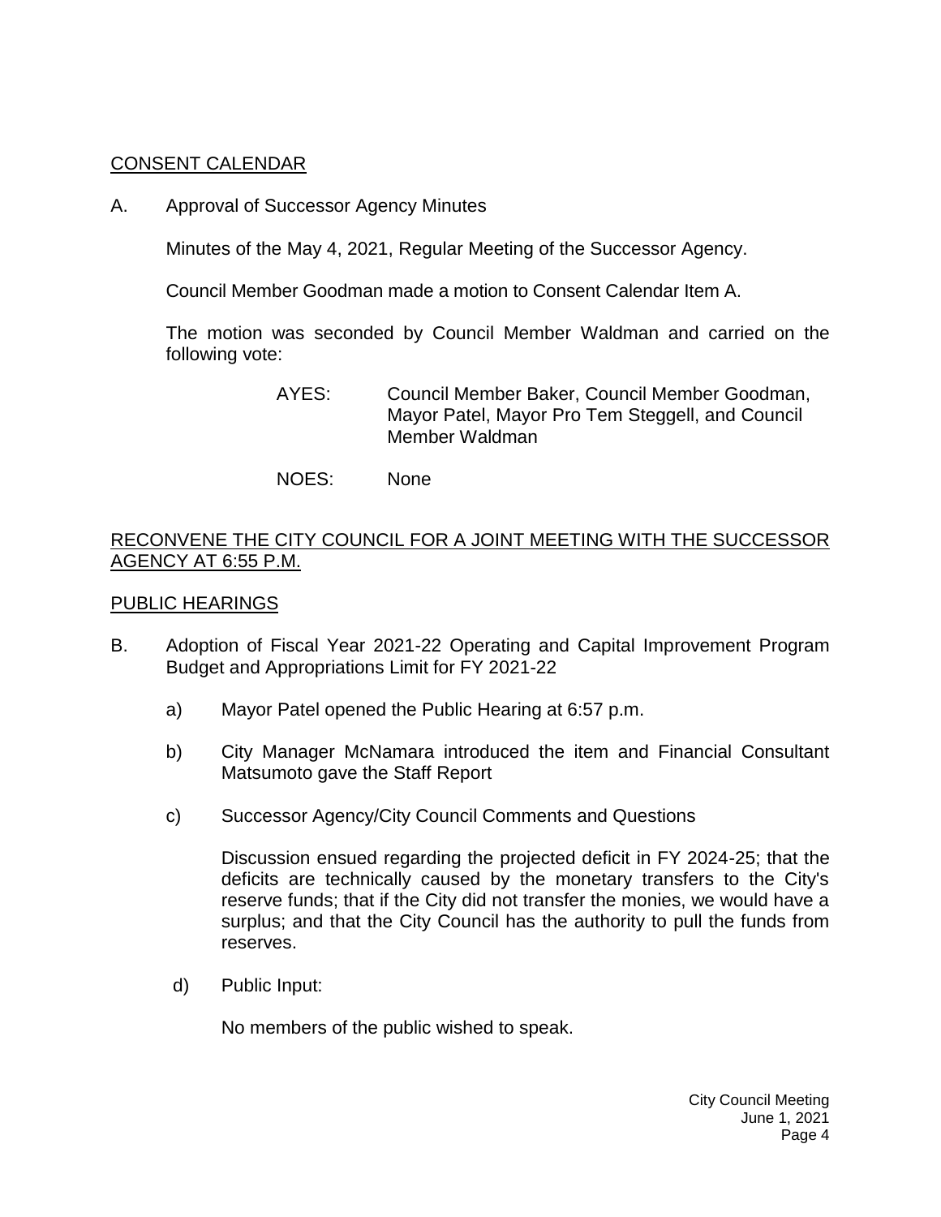CONSENT CALENDAR

A. Approval of Successor Agency Minutes

Minutes of the May 4, 2021, Regular Meeting of the Successor Agency.

Council Member Goodman made a motion to Consent Calendar Item A.

The motion was seconded by Council Member Waldman and carried on the following vote:

AYES: Council Member Baker, Council Member Goodman, Mayor Patel, Mayor Pro Tem Steggell, and Council Member Waldman

NOES: None

RECONVENE THE CITY COUNCIL FOR A JOINT MEETING WITH THE SUCCESSOR AGENCY AT 6:55 P.M.

PUBLIC HEARINGS

B. Adoption of Fiscal Year 2021-22 Operating and Capital Improvement Program Budget and Appropriations Limit for FY 2021-22

a) Mayor Patel opened the Public Hearing at 6:57 p.m.

b) City Manager McNamara introduced the item and Financial Consultant Matsumoto gave the Staff Report

c) Successor Agency/City Council Comments and Questions

Discussion ensued regarding the projected deficit in FY 2024-25; that the deficits are technically caused by the monetary transfers to the City's reserve funds; that if the City did not transfer the monies, we would have a surplus; and that the City Council has the authority to pull the funds from reserves.

d) Public Input:

No members of the public wished to speak.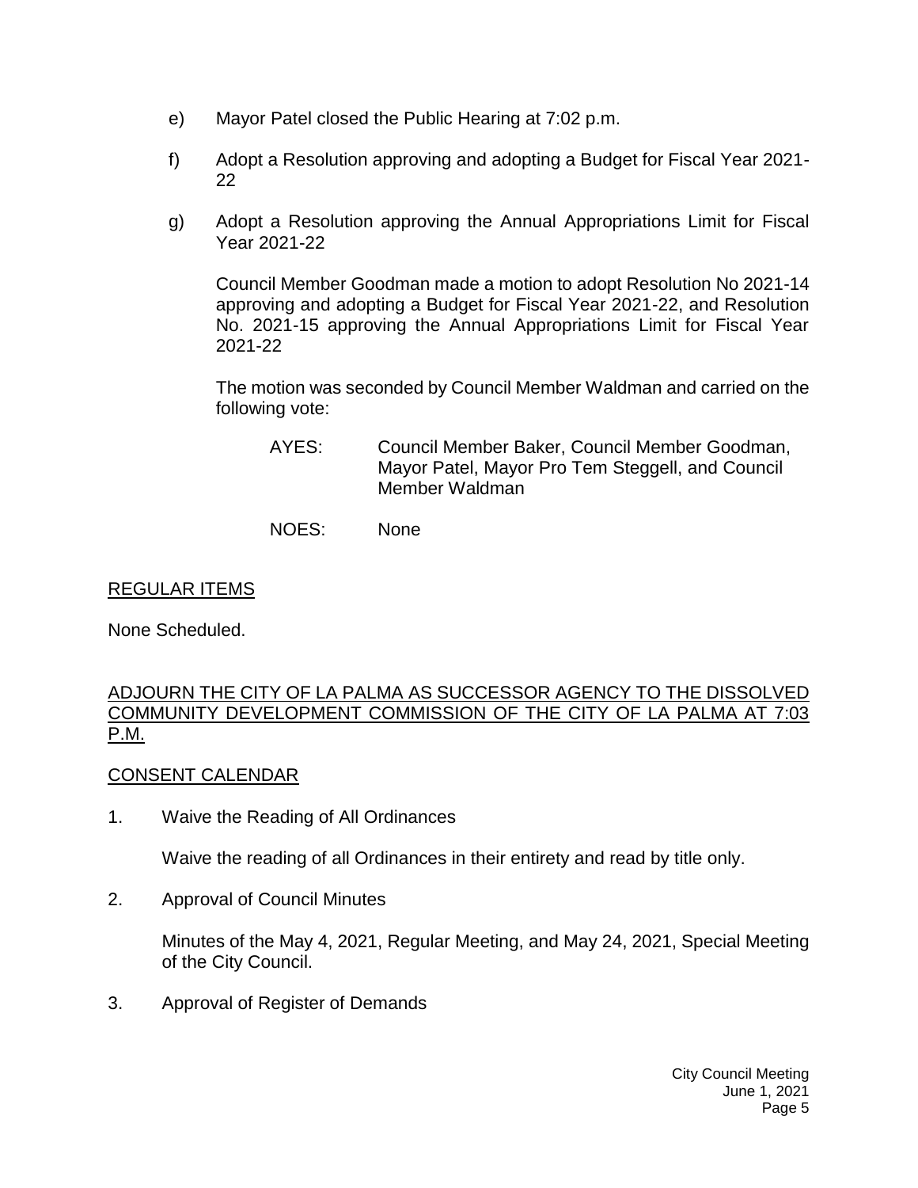e) Mayor Patel closed the Public Hearing at 7:02 p.m.

f) Adopt a Resolution approving and adopting a Budget for Fiscal Year 2021-22

g) Adopt a Resolution approving the Annual Appropriations Limit for Fiscal Year 2021-22

Council Member Goodman made a motion to adopt Resolution No 2021-14 approving and adopting a Budget for Fiscal Year 2021-22, and Resolution No. 2021-15 approving the Annual Appropriations Limit for Fiscal Year 2021-22

The motion was seconded by Council Member Waldman and carried on the following vote:

AYES: Council Member Baker, Council Member Goodman, Mayor Patel, Mayor Pro Tem Steggell, and Council Member Waldman

NOES: None

## REGULAR ITEMS

None Scheduled.

## ADJOURN THE CITY OF LA PALMA AS SUCCESSOR AGENCY TO THE DISSOLVED COMMUNITY DEVELOPMENT COMMISSION OF THE CITY OF LA PALMA AT 7:03 P.M.

## CONSENT CALENDAR

1. Waive the Reading of All Ordinances

   Waive the reading of all Ordinances in their entirety and read by title only.

2. Approval of Council Minutes

   Minutes of the May 4, 2021, Regular Meeting, and May 24, 2021, Special Meeting of the City Council.

3. Approval of Register of Demands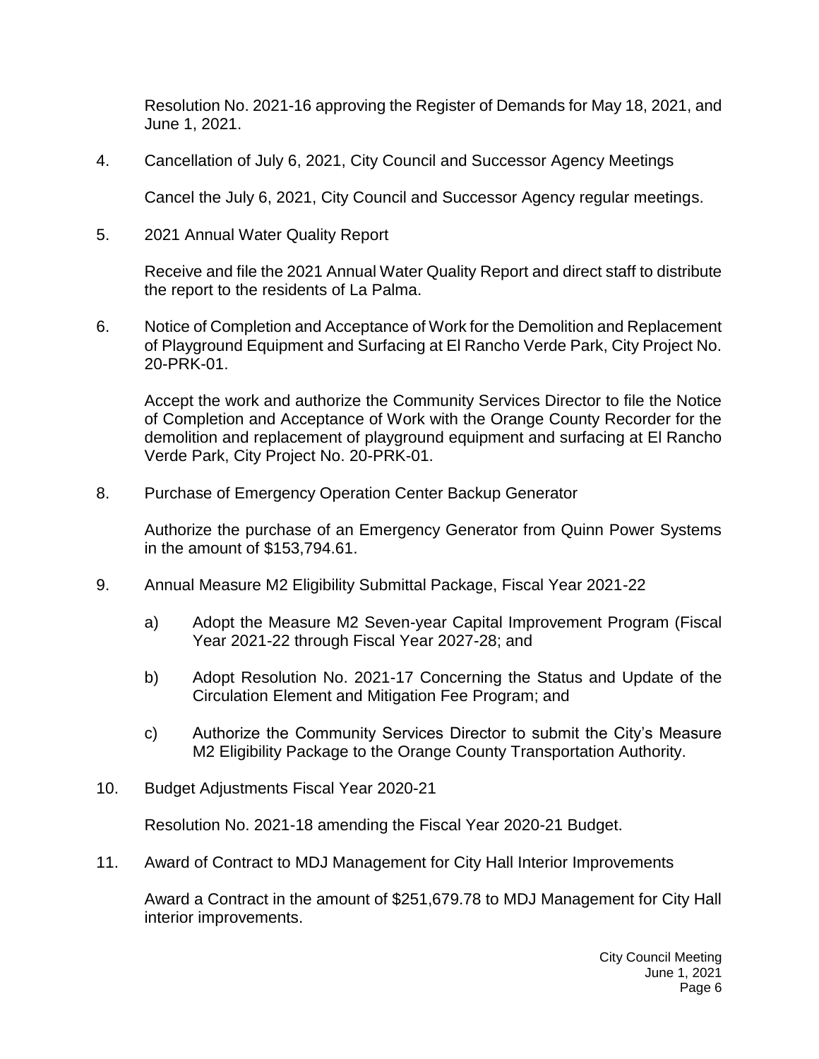Resolution No. 2021-16 approving the Register of Demands for May 18, 2021, and June 1, 2021.

4. Cancellation of July 6, 2021, City Council and Successor Agency Meetings

   Cancel the July 6, 2021, City Council and Successor Agency regular meetings.

5. 2021 Annual Water Quality Report

   Receive and file the 2021 Annual Water Quality Report and direct staff to distribute the report to the residents of La Palma.

6. Notice of Completion and Acceptance of Work for the Demolition and Replacement of Playground Equipment and Surfacing at El Rancho Verde Park, City Project No. 20-PRK-01.

   Accept the work and authorize the Community Services Director to file the Notice of Completion and Acceptance of Work with the Orange County Recorder for the demolition and replacement of playground equipment and surfacing at El Rancho Verde Park, City Project No. 20-PRK-01.

8. Purchase of Emergency Operation Center Backup Generator

   Authorize the purchase of an Emergency Generator from Quinn Power Systems in the amount of $153,794.61.

9. Annual Measure M2 Eligibility Submittal Package, Fiscal Year 2021-22

   a) Adopt the Measure M2 Seven-year Capital Improvement Program (Fiscal Year 2021-22 through Fiscal Year 2027-28; and

   b) Adopt Resolution No. 2021-17 Concerning the Status and Update of the Circulation Element and Mitigation Fee Program; and

   c) Authorize the Community Services Director to submit the City's Measure M2 Eligibility Package to the Orange County Transportation Authority.

10. Budget Adjustments Fiscal Year 2020-21

    Resolution No. 2021-18 amending the Fiscal Year 2020-21 Budget.

11. Award of Contract to MDJ Management for City Hall Interior Improvements

    Award a Contract in the amount of $251,679.78 to MDJ Management for City Hall interior improvements.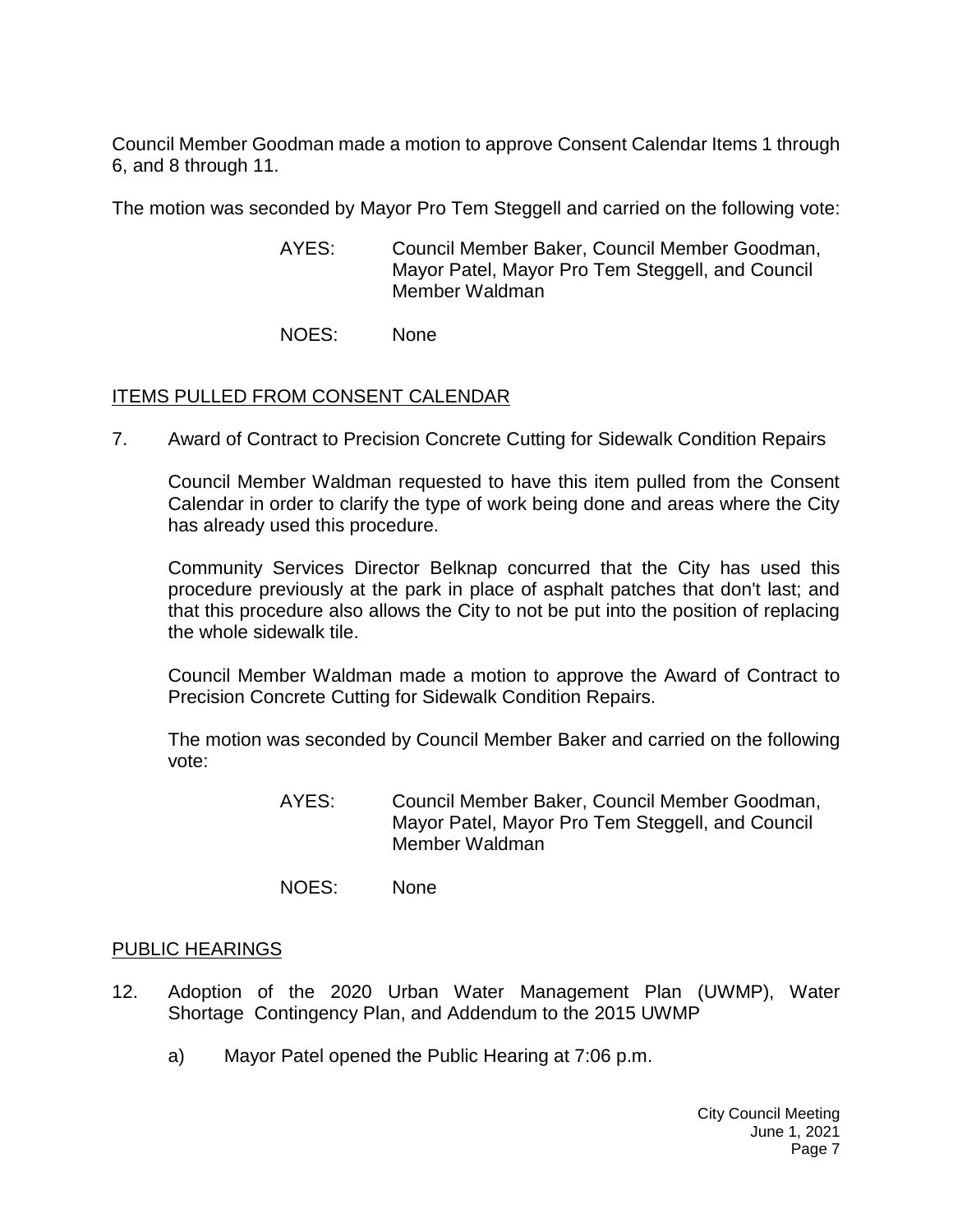Council Member Goodman made a motion to approve Consent Calendar Items 1 through 6, and 8 through 11.

The motion was seconded by Mayor Pro Tem Steggell and carried on the following vote:

AYES: Council Member Baker, Council Member Goodman, Mayor Patel, Mayor Pro Tem Steggell, and Council Member Waldman

NOES: None

## ITEMS PULLED FROM CONSENT CALENDAR

7. Award of Contract to Precision Concrete Cutting for Sidewalk Condition Repairs

   Council Member Waldman requested to have this item pulled from the Consent Calendar in order to clarify the type of work being done and areas where the City has already used this procedure.

   Community Services Director Belknap concurred that the City has used this procedure previously at the park in place of asphalt patches that don't last; and that this procedure also allows the City to not be put into the position of replacing the whole sidewalk tile.

   Council Member Waldman made a motion to approve the Award of Contract to Precision Concrete Cutting for Sidewalk Condition Repairs.

   The motion was seconded by Council Member Baker and carried on the following vote:

   AYES: Council Member Baker, Council Member Goodman, Mayor Patel, Mayor Pro Tem Steggell, and Council Member Waldman

   NOES: None

## PUBLIC HEARINGS

12. Adoption of the 2020 Urban Water Management Plan (UWMP), Water Shortage Contingency Plan, and Addendum to the 2015 UWMP

    a) Mayor Patel opened the Public Hearing at 7:06 p.m.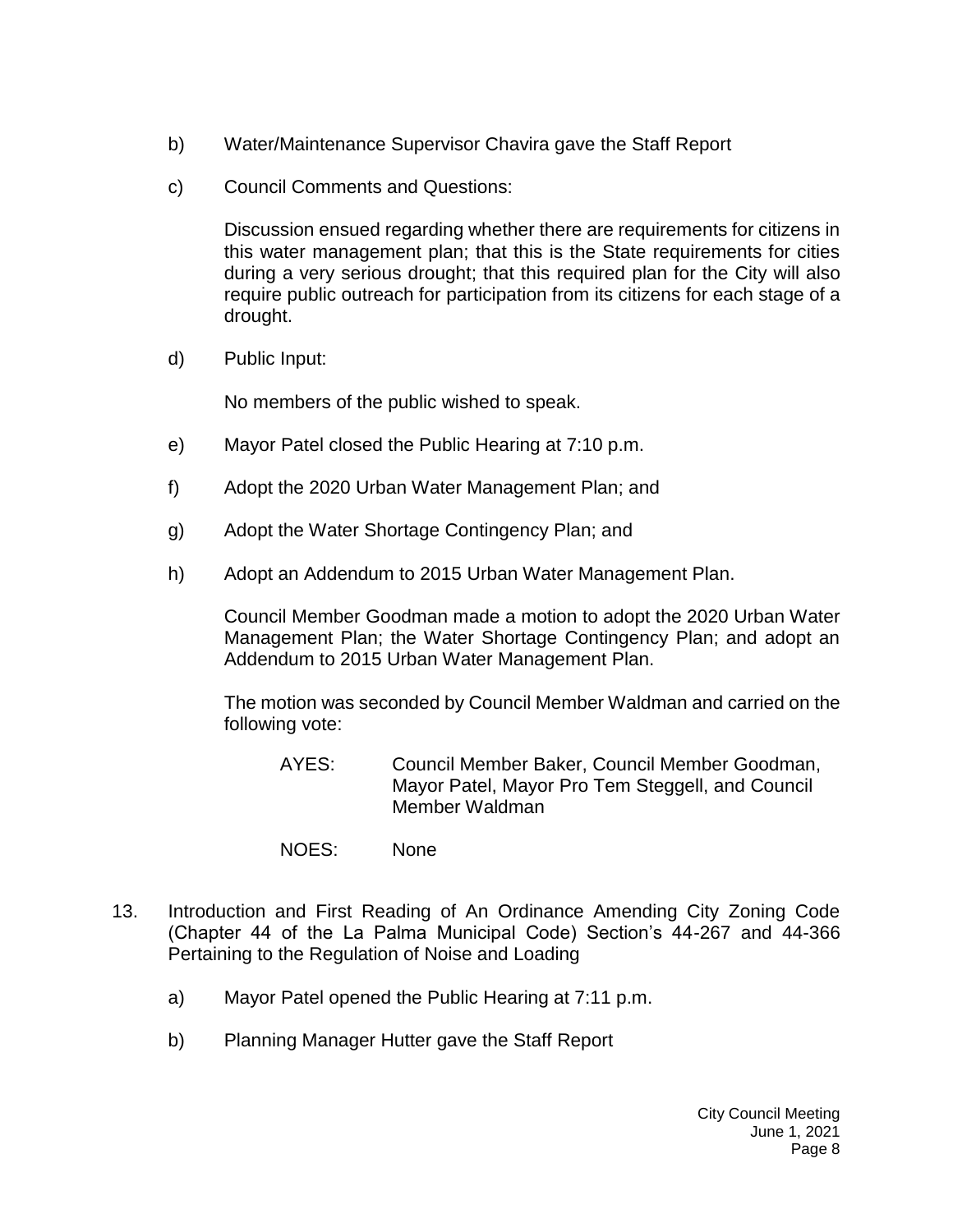b) Water/Maintenance Supervisor Chavira gave the Staff Report

c) Council Comments and Questions:

   Discussion ensued regarding whether there are requirements for citizens in this water management plan; that this is the State requirements for cities during a very serious drought; that this required plan for the City will also require public outreach for participation from its citizens for each stage of a drought.

d) Public Input:

   No members of the public wished to speak.

e) Mayor Patel closed the Public Hearing at 7:10 p.m.

f) Adopt the 2020 Urban Water Management Plan; and

g) Adopt the Water Shortage Contingency Plan; and

h) Adopt an Addendum to 2015 Urban Water Management Plan.

   Council Member Goodman made a motion to adopt the 2020 Urban Water Management Plan; the Water Shortage Contingency Plan; and adopt an Addendum to 2015 Urban Water Management Plan.

   The motion was seconded by Council Member Waldman and carried on the following vote:

   AYES: Council Member Baker, Council Member Goodman, Mayor Patel, Mayor Pro Tem Steggell, and Council Member Waldman

   NOES: None

13. Introduction and First Reading of An Ordinance Amending City Zoning Code (Chapter 44 of the La Palma Municipal Code) Section's 44-267 and 44-366 Pertaining to the Regulation of Noise and Loading

   a) Mayor Patel opened the Public Hearing at 7:11 p.m.

   b) Planning Manager Hutter gave the Staff Report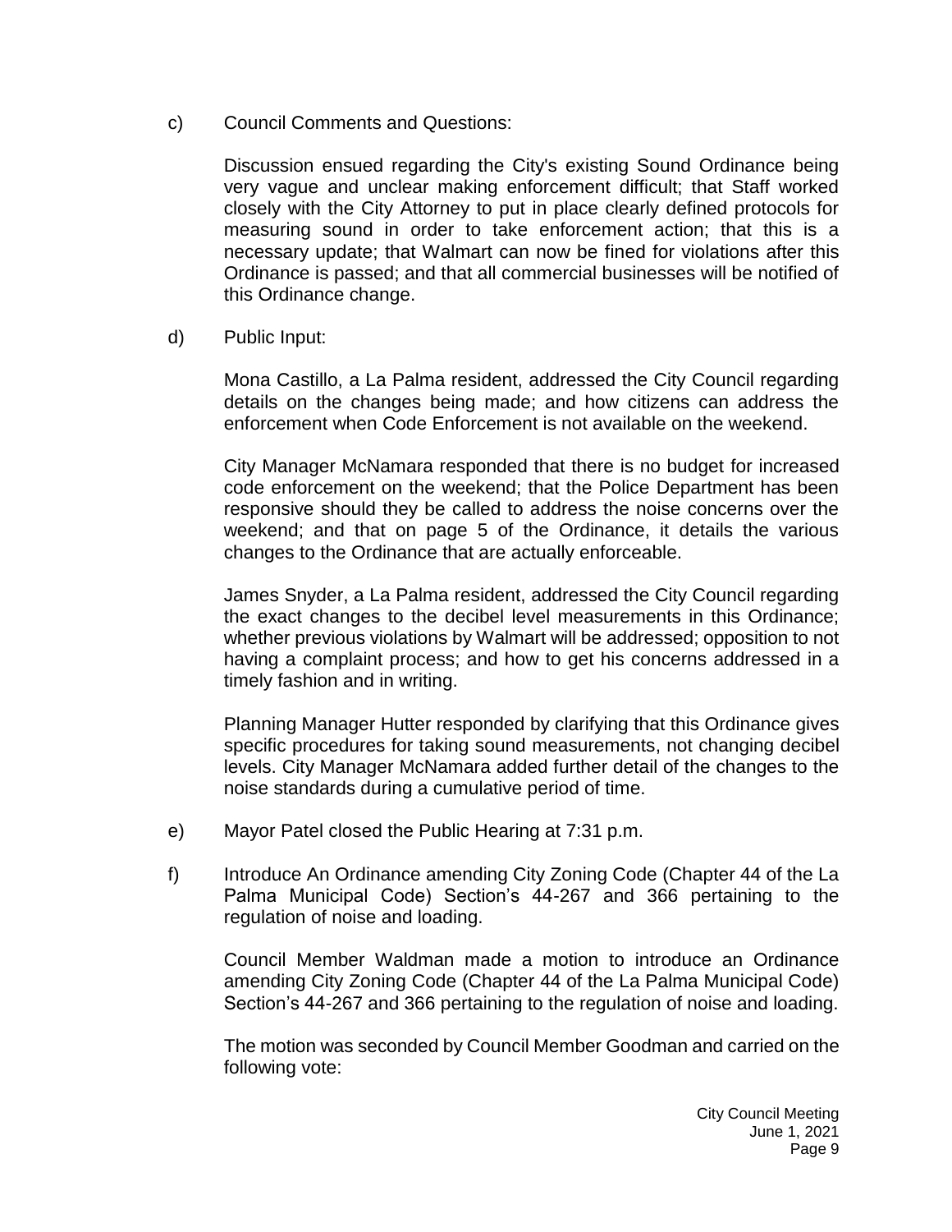c) Council Comments and Questions:

Discussion ensued regarding the City's existing Sound Ordinance being very vague and unclear making enforcement difficult; that Staff worked closely with the City Attorney to put in place clearly defined protocols for measuring sound in order to take enforcement action; that this is a necessary update; that Walmart can now be fined for violations after this Ordinance is passed; and that all commercial businesses will be notified of this Ordinance change.

d) Public Input:

Mona Castillo, a La Palma resident, addressed the City Council regarding details on the changes being made; and how citizens can address the enforcement when Code Enforcement is not available on the weekend.

City Manager McNamara responded that there is no budget for increased code enforcement on the weekend; that the Police Department has been responsive should they be called to address the noise concerns over the weekend; and that on page 5 of the Ordinance, it details the various changes to the Ordinance that are actually enforceable.

James Snyder, a La Palma resident, addressed the City Council regarding the exact changes to the decibel level measurements in this Ordinance; whether previous violations by Walmart will be addressed; opposition to not having a complaint process; and how to get his concerns addressed in a timely fashion and in writing.

Planning Manager Hutter responded by clarifying that this Ordinance gives specific procedures for taking sound measurements, not changing decibel levels. City Manager McNamara added further detail of the changes to the noise standards during a cumulative period of time.

e) Mayor Patel closed the Public Hearing at 7:31 p.m.

f) Introduce An Ordinance amending City Zoning Code (Chapter 44 of the La Palma Municipal Code) Section's 44-267 and 366 pertaining to the regulation of noise and loading.

Council Member Waldman made a motion to introduce an Ordinance amending City Zoning Code (Chapter 44 of the La Palma Municipal Code) Section's 44-267 and 366 pertaining to the regulation of noise and loading.

The motion was seconded by Council Member Goodman and carried on the following vote: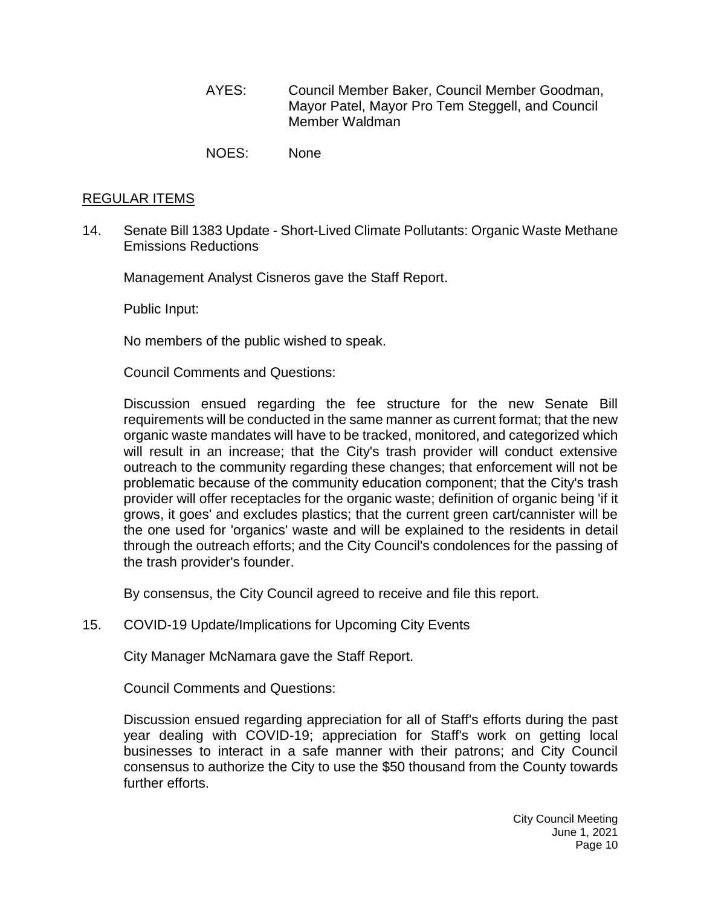AYES: Council Member Baker, Council Member Goodman, Mayor Patel, Mayor Pro Tem Steggell, and Council Member Waldman

NOES: None

## REGULAR ITEMS

14. Senate Bill 1383 Update - Short-Lived Climate Pollutants: Organic Waste Methane Emissions Reductions

    Management Analyst Cisneros gave the Staff Report.

    Public Input:

    No members of the public wished to speak.

    Council Comments and Questions:

    Discussion ensued regarding the fee structure for the new Senate Bill requirements will be conducted in the same manner as current format; that the new organic waste mandates will have to be tracked, monitored, and categorized which will result in an increase; that the City's trash provider will conduct extensive outreach to the community regarding these changes; that enforcement will not be problematic because of the community education component; that the City's trash provider will offer receptacles for the organic waste; definition of organic being 'if it grows, it goes' and excludes plastics; that the current green cart/cannister will be the one used for 'organics' waste and will be explained to the residents in detail through the outreach efforts; and the City Council's condolences for the passing of the trash provider's founder.

    By consensus, the City Council agreed to receive and file this report.

15. COVID-19 Update/Implications for Upcoming City Events

    City Manager McNamara gave the Staff Report.

    Council Comments and Questions:

    Discussion ensued regarding appreciation for all of Staff's efforts during the past year dealing with COVID-19; appreciation for Staff's work on getting local businesses to interact in a safe manner with their patrons; and City Council consensus to authorize the City to use the $50 thousand from the County towards further efforts.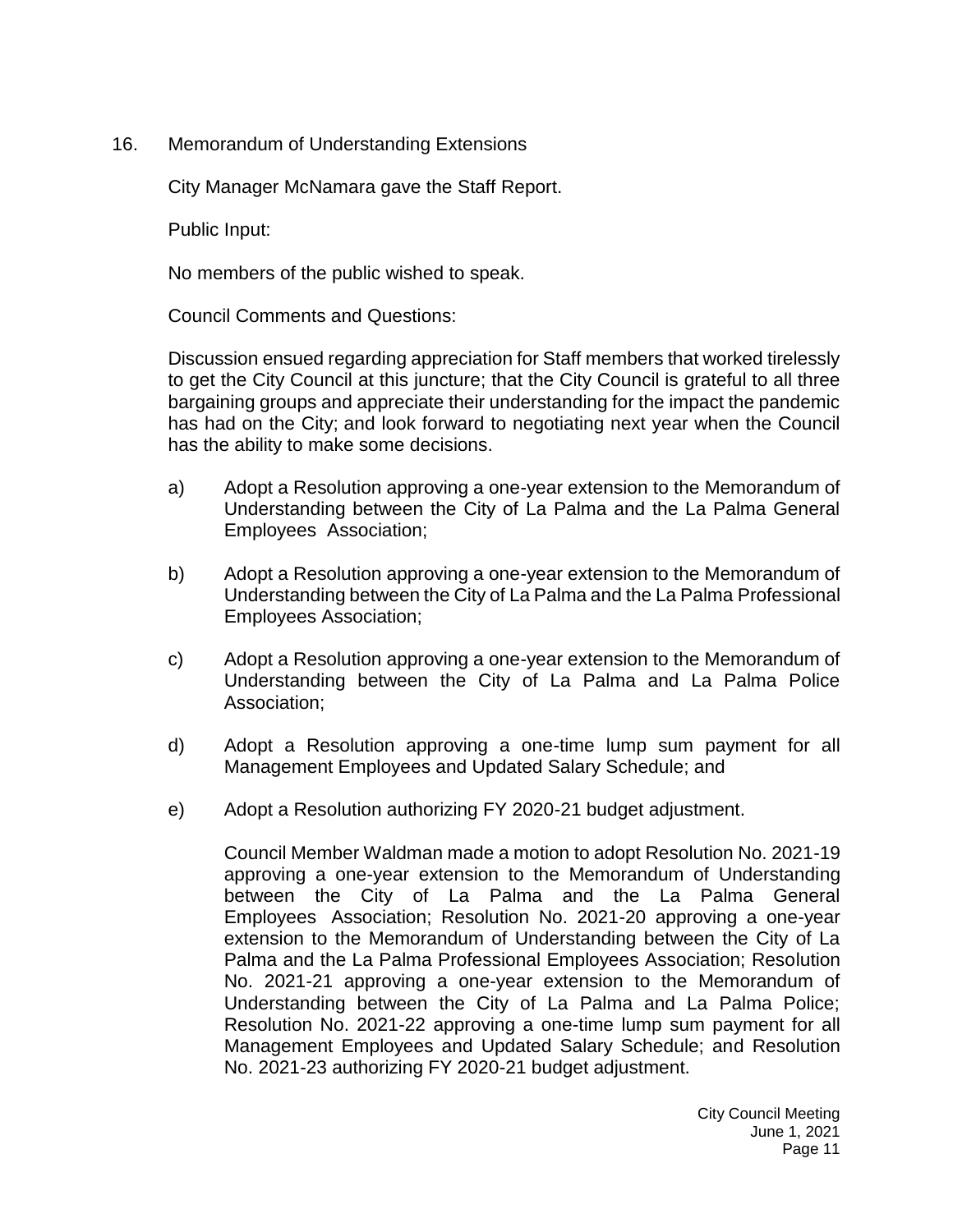16. Memorandum of Understanding Extensions

City Manager McNamara gave the Staff Report.

Public Input:

No members of the public wished to speak.

Council Comments and Questions:

Discussion ensued regarding appreciation for Staff members that worked tirelessly to get the City Council at this juncture; that the City Council is grateful to all three bargaining groups and appreciate their understanding for the impact the pandemic has had on the City; and look forward to negotiating next year when the Council has the ability to make some decisions.

a) Adopt a Resolution approving a one-year extension to the Memorandum of Understanding between the City of La Palma and the La Palma General Employees Association;

b) Adopt a Resolution approving a one-year extension to the Memorandum of Understanding between the City of La Palma and the La Palma Professional Employees Association;

c) Adopt a Resolution approving a one-year extension to the Memorandum of Understanding between the City of La Palma and La Palma Police Association;

d) Adopt a Resolution approving a one-time lump sum payment for all Management Employees and Updated Salary Schedule; and

e) Adopt a Resolution authorizing FY 2020-21 budget adjustment.

Council Member Waldman made a motion to adopt Resolution No. 2021-19 approving a one-year extension to the Memorandum of Understanding between the City of La Palma and the La Palma General Employees Association; Resolution No. 2021-20 approving a one-year extension to the Memorandum of Understanding between the City of La Palma and the La Palma Professional Employees Association; Resolution No. 2021-21 approving a one-year extension to the Memorandum of Understanding between the City of La Palma and La Palma Police; Resolution No. 2021-22 approving a one-time lump sum payment for all Management Employees and Updated Salary Schedule; and Resolution No. 2021-23 authorizing FY 2020-21 budget adjustment.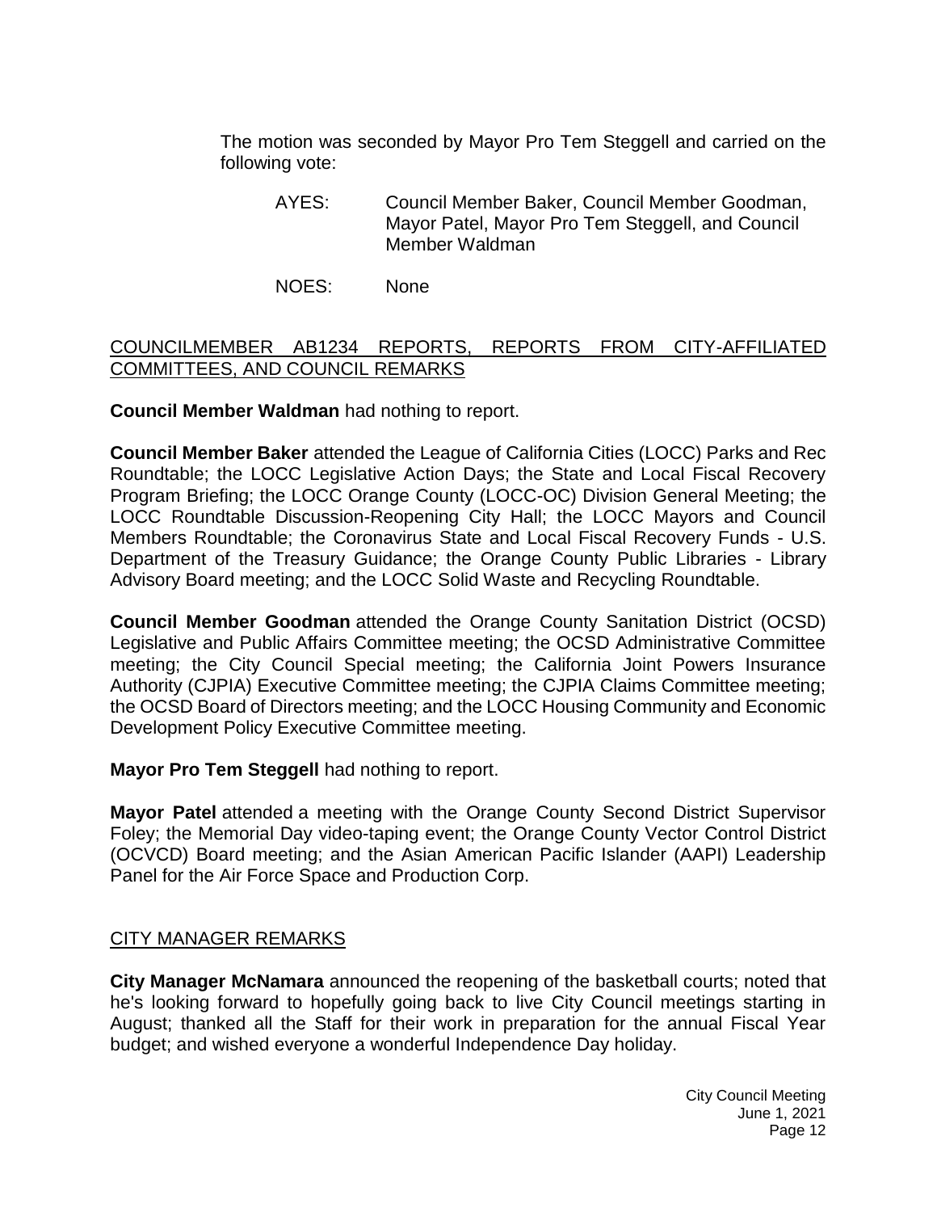The motion was seconded by Mayor Pro Tem Steggell and carried on the following vote:

AYES: Council Member Baker, Council Member Goodman, Mayor Patel, Mayor Pro Tem Steggell, and Council Member Waldman

NOES: None

## COUNCILMEMBER AB1234 REPORTS, REPORTS FROM CITY-AFFILIATED COMMITTEES, AND COUNCIL REMARKS

**Council Member Waldman** had nothing to report.

**Council Member Baker** attended the League of California Cities (LOCC) Parks and Rec Roundtable; the LOCC Legislative Action Days; the State and Local Fiscal Recovery Program Briefing; the LOCC Orange County (LOCC-OC) Division General Meeting; the LOCC Roundtable Discussion-Reopening City Hall; the LOCC Mayors and Council Members Roundtable; the Coronavirus State and Local Fiscal Recovery Funds - U.S. Department of the Treasury Guidance; the Orange County Public Libraries - Library Advisory Board meeting; and the LOCC Solid Waste and Recycling Roundtable.

**Council Member Goodman** attended the Orange County Sanitation District (OCSD) Legislative and Public Affairs Committee meeting; the OCSD Administrative Committee meeting; the City Council Special meeting; the California Joint Powers Insurance Authority (CJPIA) Executive Committee meeting; the CJPIA Claims Committee meeting; the OCSD Board of Directors meeting; and the LOCC Housing Community and Economic Development Policy Executive Committee meeting.

**Mayor Pro Tem Steggell** had nothing to report.

**Mayor Patel** attended a meeting with the Orange County Second District Supervisor Foley; the Memorial Day video-taping event; the Orange County Vector Control District (OCVCD) Board meeting; and the Asian American Pacific Islander (AAPI) Leadership Panel for the Air Force Space and Production Corp.

## CITY MANAGER REMARKS

**City Manager McNamara** announced the reopening of the basketball courts; noted that he's looking forward to hopefully going back to live City Council meetings starting in August; thanked all the Staff for their work in preparation for the annual Fiscal Year budget; and wished everyone a wonderful Independence Day holiday.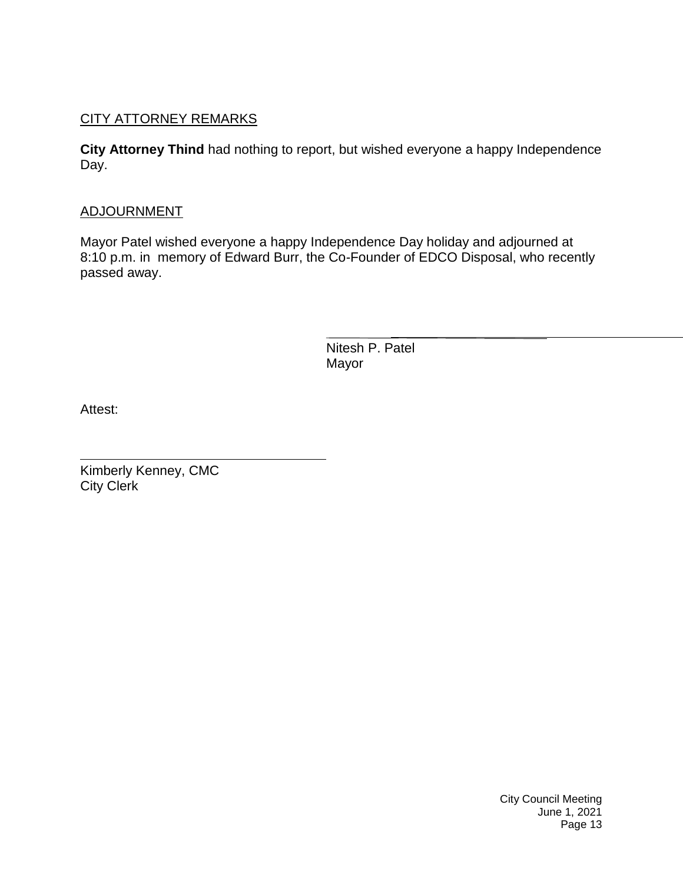CITY ATTORNEY REMARKS

**City Attorney Thind** had nothing to report, but wished everyone a happy Independence Day.

ADJOURNMENT

Mayor Patel wished everyone a happy Independence Day holiday and adjourned at 8:10 p.m. in memory of Edward Burr, the Co-Founder of EDCO Disposal, who recently passed away.

\_\_\_\_\_\_\_\_\_\_\_\_\_\_\_\_\_\_\_\_\_\_\_\_\_\_\_\_\_\_\_\_\_\_\_\_\_\_\_

Nitesh P. Patel
Mayor

Attest:

\_\_\_\_\_\_\_\_\_\_\_\_\_\_\_\_\_\_\_\_\_\_\_\_\_\_\_\_\_\_\_\_\_\_\_\_\_\_\_

Kimberly Kenney, CMC
City Clerk